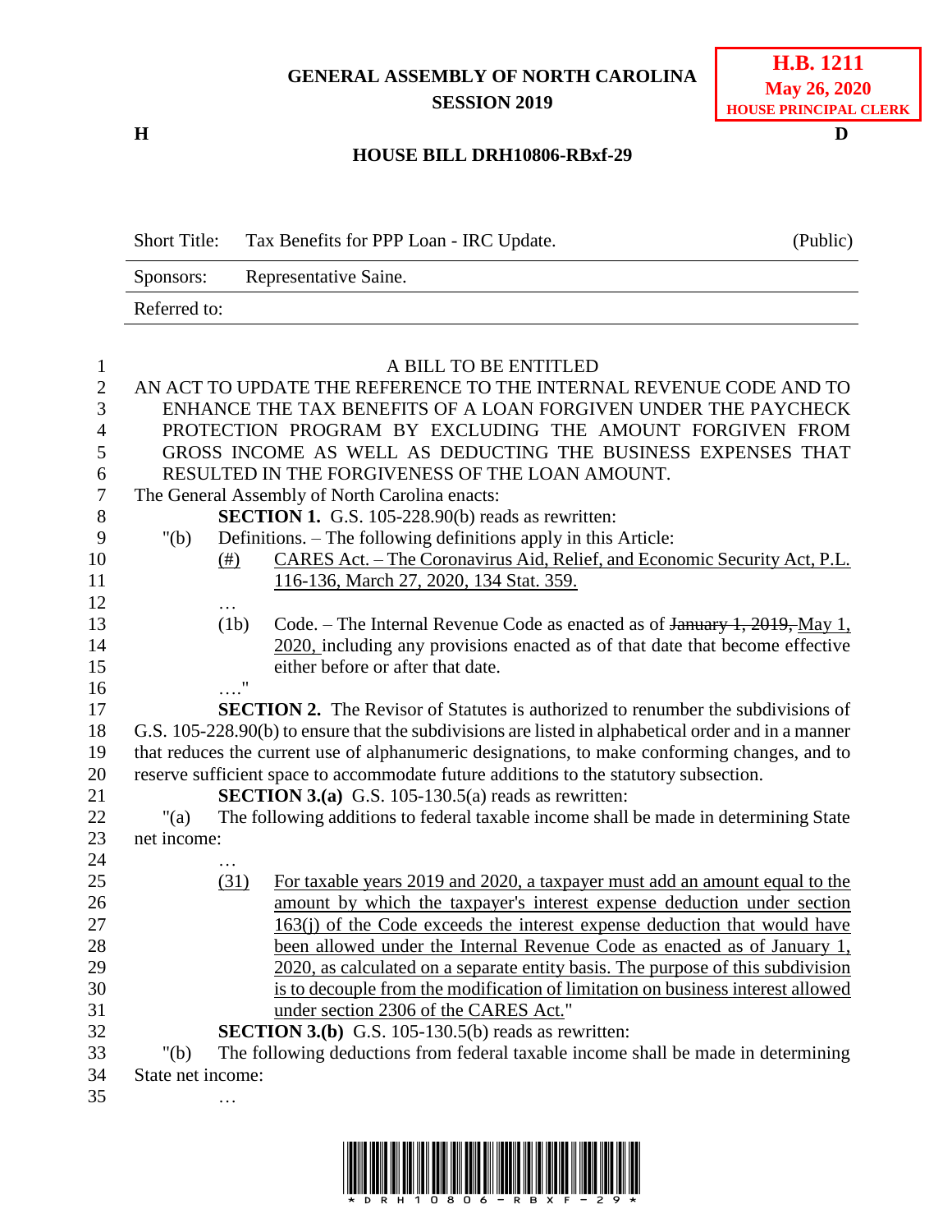GENERAL ASSEMBLY OF NORTH CAROLINA
SESSION 2019

**H.B. 1211**
**May 26, 2020**
**HOUSE PRINCIPAL CLERK**

H D

**HOUSE BILL DRH10806-RBxf-29**

| Short Title: | Tax Benefits for PPP Loan - IRC Update. | (Public) |
|---|---|---|
| Sponsors: | Representative Saine. | |
| Referred to: | | |

A BILL TO BE ENTITLED

AN ACT TO UPDATE THE REFERENCE TO THE INTERNAL REVENUE CODE AND TO ENHANCE THE TAX BENEFITS OF A LOAN FORGIVEN UNDER THE PAYCHECK PROTECTION PROGRAM BY EXCLUDING THE AMOUNT FORGIVEN FROM GROSS INCOME AS WELL AS DEDUCTING THE BUSINESS EXPENSES THAT RESULTED IN THE FORGIVENESS OF THE LOAN AMOUNT.

The General Assembly of North Carolina enacts:

**SECTION 1.** G.S. 105-228.90(b) reads as rewritten:

"(b) Definitions. – The following definitions apply in this Article:

<u>(#)</u> <u>CARES Act. – The Coronavirus Aid, Relief, and Economic Security Act, P.L. 116-136, March 27, 2020, 134 Stat. 359.</u>

…

(1b) Code. – The Internal Revenue Code as enacted as of ~~January 1, 2019,~~ <u>May 1, 2020,</u> including any provisions enacted as of that date that become effective either before or after that date.

…."

**SECTION 2.** The Revisor of Statutes is authorized to renumber the subdivisions of G.S. 105-228.90(b) to ensure that the subdivisions are listed in alphabetical order and in a manner that reduces the current use of alphanumeric designations, to make conforming changes, and to reserve sufficient space to accommodate future additions to the statutory subsection.

**SECTION 3.(a)** G.S. 105-130.5(a) reads as rewritten:

"(a) The following additions to federal taxable income shall be made in determining State net income:

…

<u>(31)</u> <u>For taxable years 2019 and 2020, a taxpayer must add an amount equal to the amount by which the taxpayer's interest expense deduction under section 163(j) of the Code exceeds the interest expense deduction that would have been allowed under the Internal Revenue Code as enacted as of January 1, 2020, as calculated on a separate entity basis. The purpose of this subdivision is to decouple from the modification of limitation on business interest allowed under section 2306 of the CARES Act.</u>"

**SECTION 3.(b)** G.S. 105-130.5(b) reads as rewritten:

"(b) The following deductions from federal taxable income shall be made in determining State net income:

…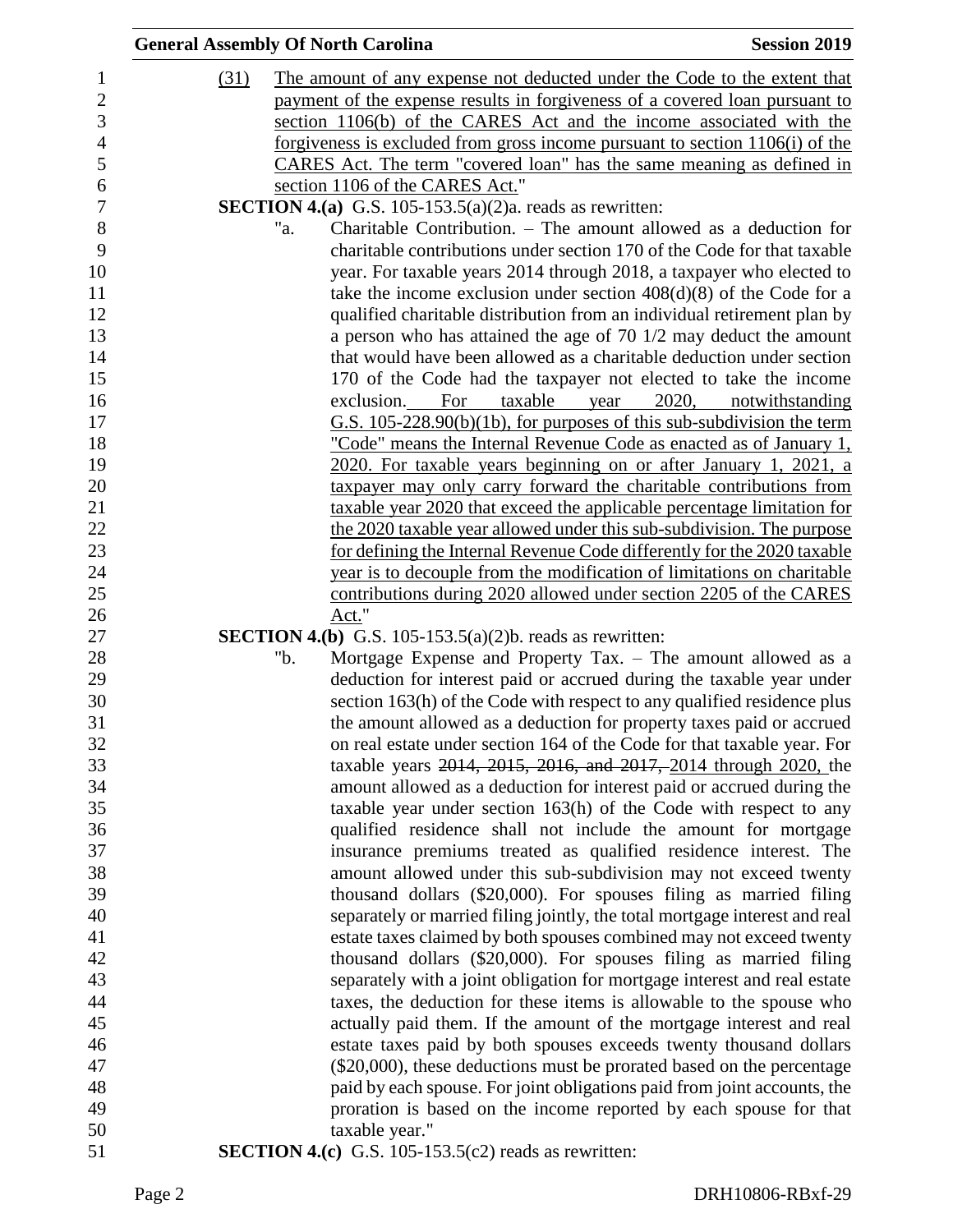(31) The amount of any expense not deducted under the Code to the extent that payment of the expense results in forgiveness of a covered loan pursuant to section 1106(b) of the CARES Act and the income associated with the forgiveness is excluded from gross income pursuant to section 1106(i) of the CARES Act. The term "covered loan" has the same meaning as defined in section 1106 of the CARES Act."

**SECTION 4.(a)** G.S. 105-153.5(a)(2)a. reads as rewritten:

"a. Charitable Contribution. – The amount allowed as a deduction for charitable contributions under section 170 of the Code for that taxable year. For taxable years 2014 through 2018, a taxpayer who elected to take the income exclusion under section 408(d)(8) of the Code for a qualified charitable distribution from an individual retirement plan by a person who has attained the age of 70 1/2 may deduct the amount that would have been allowed as a charitable deduction under section 170 of the Code had the taxpayer not elected to take the income exclusion. For taxable year 2020, notwithstanding G.S. 105-228.90(b)(1b), for purposes of this sub-subdivision the term "Code" means the Internal Revenue Code as enacted as of January 1, 2020. For taxable years beginning on or after January 1, 2021, a taxpayer may only carry forward the charitable contributions from taxable year 2020 that exceed the applicable percentage limitation for the 2020 taxable year allowed under this sub-subdivision. The purpose for defining the Internal Revenue Code differently for the 2020 taxable year is to decouple from the modification of limitations on charitable contributions during 2020 allowed under section 2205 of the CARES Act."

**SECTION 4.(b)** G.S. 105-153.5(a)(2)b. reads as rewritten:

"b. Mortgage Expense and Property Tax. – The amount allowed as a deduction for interest paid or accrued during the taxable year under section 163(h) of the Code with respect to any qualified residence plus the amount allowed as a deduction for property taxes paid or accrued on real estate under section 164 of the Code for that taxable year. For taxable years ~~2014, 2015, 2016, and 2017,~~ 2014 through 2020, the amount allowed as a deduction for interest paid or accrued during the taxable year under section 163(h) of the Code with respect to any qualified residence shall not include the amount for mortgage insurance premiums treated as qualified residence interest. The amount allowed under this sub-subdivision may not exceed twenty thousand dollars ($20,000). For spouses filing as married filing separately or married filing jointly, the total mortgage interest and real estate taxes claimed by both spouses combined may not exceed twenty thousand dollars ($20,000). For spouses filing as married filing separately with a joint obligation for mortgage interest and real estate taxes, the deduction for these items is allowable to the spouse who actually paid them. If the amount of the mortgage interest and real estate taxes paid by both spouses exceeds twenty thousand dollars ($20,000), these deductions must be prorated based on the percentage paid by each spouse. For joint obligations paid from joint accounts, the proration is based on the income reported by each spouse for that taxable year."

**SECTION 4.(c)** G.S. 105-153.5(c2) reads as rewritten: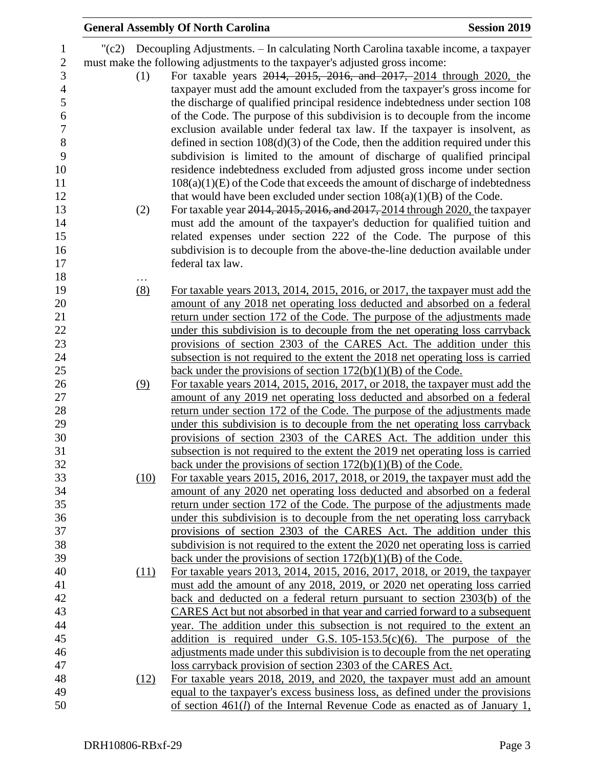"(c2) Decoupling Adjustments. – In calculating North Carolina taxable income, a taxpayer must make the following adjustments to the taxpayer's adjusted gross income:

(1) For taxable years ~~2014, 2015, 2016, and 2017,~~ <u>2014 through 2020,</u> the taxpayer must add the amount excluded from the taxpayer's gross income for the discharge of qualified principal residence indebtedness under section 108 of the Code. The purpose of this subdivision is to decouple from the income exclusion available under federal tax law. If the taxpayer is insolvent, as defined in section 108(d)(3) of the Code, then the addition required under this subdivision is limited to the amount of discharge of qualified principal residence indebtedness excluded from adjusted gross income under section 108(a)(1)(E) of the Code that exceeds the amount of discharge of indebtedness that would have been excluded under section 108(a)(1)(B) of the Code.

(2) For taxable year ~~2014, 2015, 2016, and 2017,~~ <u>2014 through 2020,</u> the taxpayer must add the amount of the taxpayer's deduction for qualified tuition and related expenses under section 222 of the Code. The purpose of this subdivision is to decouple from the above-the-line deduction available under federal tax law.

…

<u>(8) For taxable years 2013, 2014, 2015, 2016, or 2017, the taxpayer must add the amount of any 2018 net operating loss deducted and absorbed on a federal return under section 172 of the Code. The purpose of the adjustments made under this subdivision is to decouple from the net operating loss carryback provisions of section 2303 of the CARES Act. The addition under this subsection is not required to the extent the 2018 net operating loss is carried back under the provisions of section 172(b)(1)(B) of the Code.</u>

<u>(9) For taxable years 2014, 2015, 2016, 2017, or 2018, the taxpayer must add the amount of any 2019 net operating loss deducted and absorbed on a federal return under section 172 of the Code. The purpose of the adjustments made under this subdivision is to decouple from the net operating loss carryback provisions of section 2303 of the CARES Act. The addition under this subsection is not required to the extent the 2019 net operating loss is carried back under the provisions of section 172(b)(1)(B) of the Code.</u>

<u>(10) For taxable years 2015, 2016, 2017, 2018, or 2019, the taxpayer must add the amount of any 2020 net operating loss deducted and absorbed on a federal return under section 172 of the Code. The purpose of the adjustments made under this subdivision is to decouple from the net operating loss carryback provisions of section 2303 of the CARES Act. The addition under this subdivision is not required to the extent the 2020 net operating loss is carried back under the provisions of section 172(b)(1)(B) of the Code.</u>

<u>(11) For taxable years 2013, 2014, 2015, 2016, 2017, 2018, or 2019, the taxpayer must add the amount of any 2018, 2019, or 2020 net operating loss carried back and deducted on a federal return pursuant to section 2303(b) of the CARES Act but not absorbed in that year and carried forward to a subsequent year. The addition under this subsection is not required to the extent an addition is required under G.S. 105-153.5(c)(6). The purpose of the adjustments made under this subdivision is to decouple from the net operating loss carryback provision of section 2303 of the CARES Act.</u>

<u>(12) For taxable years 2018, 2019, and 2020, the taxpayer must add an amount equal to the taxpayer's excess business loss, as defined under the provisions of section 461(*l*) of the Internal Revenue Code as enacted as of January 1,</u>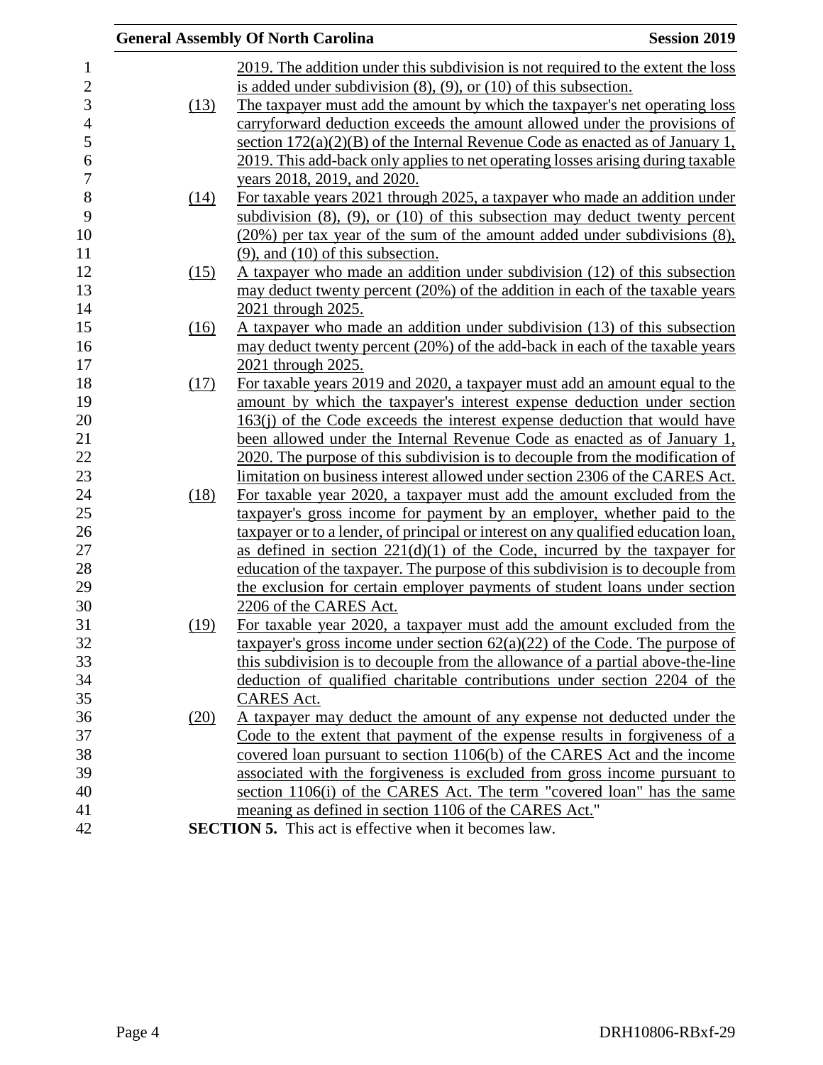2019. The addition under this subdivision is not required to the extent the loss is added under subdivision (8), (9), or (10) of this subsection.

(13) The taxpayer must add the amount by which the taxpayer's net operating loss carryforward deduction exceeds the amount allowed under the provisions of section 172(a)(2)(B) of the Internal Revenue Code as enacted as of January 1, 2019. This add-back only applies to net operating losses arising during taxable years 2018, 2019, and 2020.

(14) For taxable years 2021 through 2025, a taxpayer who made an addition under subdivision (8), (9), or (10) of this subsection may deduct twenty percent (20%) per tax year of the sum of the amount added under subdivisions (8), (9), and (10) of this subsection.

(15) A taxpayer who made an addition under subdivision (12) of this subsection may deduct twenty percent (20%) of the addition in each of the taxable years 2021 through 2025.

(16) A taxpayer who made an addition under subdivision (13) of this subsection may deduct twenty percent (20%) of the add-back in each of the taxable years 2021 through 2025.

(17) For taxable years 2019 and 2020, a taxpayer must add an amount equal to the amount by which the taxpayer's interest expense deduction under section 163(j) of the Code exceeds the interest expense deduction that would have been allowed under the Internal Revenue Code as enacted as of January 1, 2020. The purpose of this subdivision is to decouple from the modification of limitation on business interest allowed under section 2306 of the CARES Act.

(18) For taxable year 2020, a taxpayer must add the amount excluded from the taxpayer's gross income for payment by an employer, whether paid to the taxpayer or to a lender, of principal or interest on any qualified education loan, as defined in section 221(d)(1) of the Code, incurred by the taxpayer for education of the taxpayer. The purpose of this subdivision is to decouple from the exclusion for certain employer payments of student loans under section 2206 of the CARES Act.

(19) For taxable year 2020, a taxpayer must add the amount excluded from the taxpayer's gross income under section 62(a)(22) of the Code. The purpose of this subdivision is to decouple from the allowance of a partial above-the-line deduction of qualified charitable contributions under section 2204 of the CARES Act.

(20) A taxpayer may deduct the amount of any expense not deducted under the Code to the extent that payment of the expense results in forgiveness of a covered loan pursuant to section 1106(b) of the CARES Act and the income associated with the forgiveness is excluded from gross income pursuant to section 1106(i) of the CARES Act. The term "covered loan" has the same meaning as defined in section 1106 of the CARES Act."

**SECTION 5.** This act is effective when it becomes law.